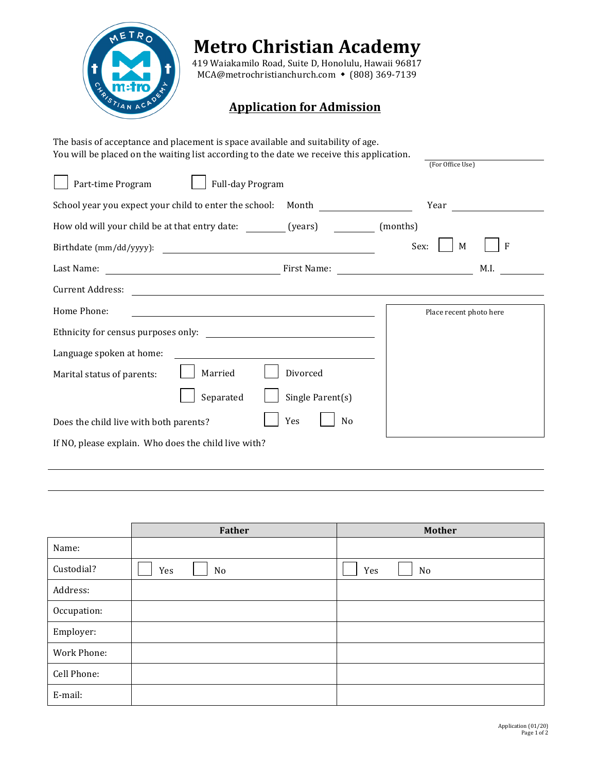# Metro Christian Academy

419 Waiakamilo Road, Suite D, Honolulu, Hawaii 96817
MCA@metrochristianchurch.com ◆ (808) 369-7139

## Application for Admission

The basis of acceptance and placement is space available and suitability of age.
You will be placed on the waiting list according to the date we receive this application.

_______________
(For Office Use)

☐ Part-time Program ☐ Full-day Program

School year you expect your child to enter the school: Month __________ Year __________

How old will your child be at that entry date: ______ (years) ______ (months)

Birthdate (mm/dd/yyyy): ____________________ Sex: ☐ M ☐ F

Last Name: ____________________ First Name: ____________________ M.I. ______

Current Address: ________________________________________

Home Phone: ____________________

Ethnicity for census purposes only: ____________________

Language spoken at home: ____________________

Marital status of parents: ☐ Married ☐ Divorced ☐ Separated ☐ Single Parent(s)

Does the child live with both parents? ☐ Yes ☐ No

If NO, please explain. Who does the child live with?

________________________________________

________________________________________

Place recent photo here

| | Father | Mother |
|---|---|---|
| Name: | | |
| Custodial? | ☐ Yes ☐ No | ☐ Yes ☐ No |
| Address: | | |
| Occupation: | | |
| Employer: | | |
| Work Phone: | | |
| Cell Phone: | | |
| E-mail: | | |

Application (01/20)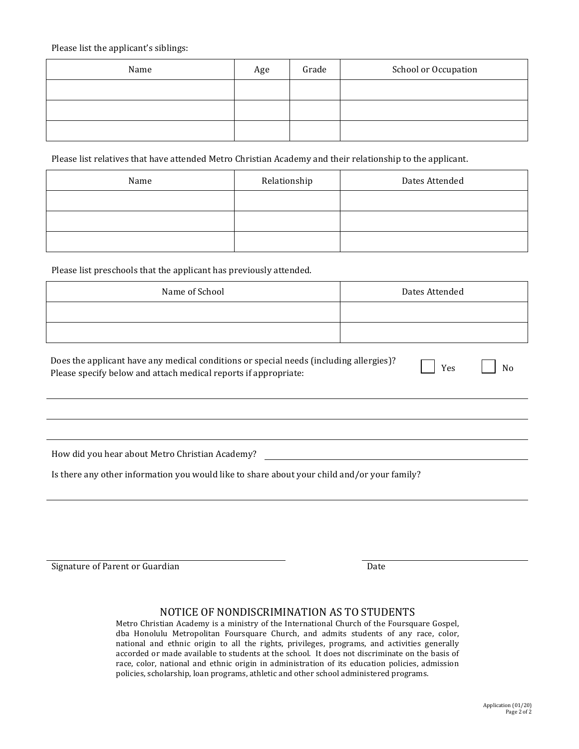Please list the applicant's siblings:

| Name | Age | Grade | School or Occupation |
| --- | --- | --- | --- |
| | | | |
| | | | |
| | | | |

Please list relatives that have attended Metro Christian Academy and their relationship to the applicant.

| Name | Relationship | Dates Attended |
| --- | --- | --- |
| | | |
| | | |
| | | |

Please list preschools that the applicant has previously attended.

| Name of School | Dates Attended |
| --- | --- |
| | |
| | |

Does the applicant have any medical conditions or special needs (including allergies)? Please specify below and attach medical reports if appropriate: ☐ Yes ☐ No

______________________________________________________________________

______________________________________________________________________

______________________________________________________________________

How did you hear about Metro Christian Academy? ______________________________

Is there any other information you would like to share about your child and/or your family?

______________________________________________________________________

______________________________ Signature of Parent or Guardian

______________________________ Date

## NOTICE OF NONDISCRIMINATION AS TO STUDENTS

Metro Christian Academy is a ministry of the International Church of the Foursquare Gospel, dba Honolulu Metropolitan Foursquare Church, and admits students of any race, color, national and ethnic origin to all the rights, privileges, programs, and activities generally accorded or made available to students at the school. It does not discriminate on the basis of race, color, national and ethnic origin in administration of its education policies, admission policies, scholarship, loan programs, athletic and other school administered programs.

Application (01/20)